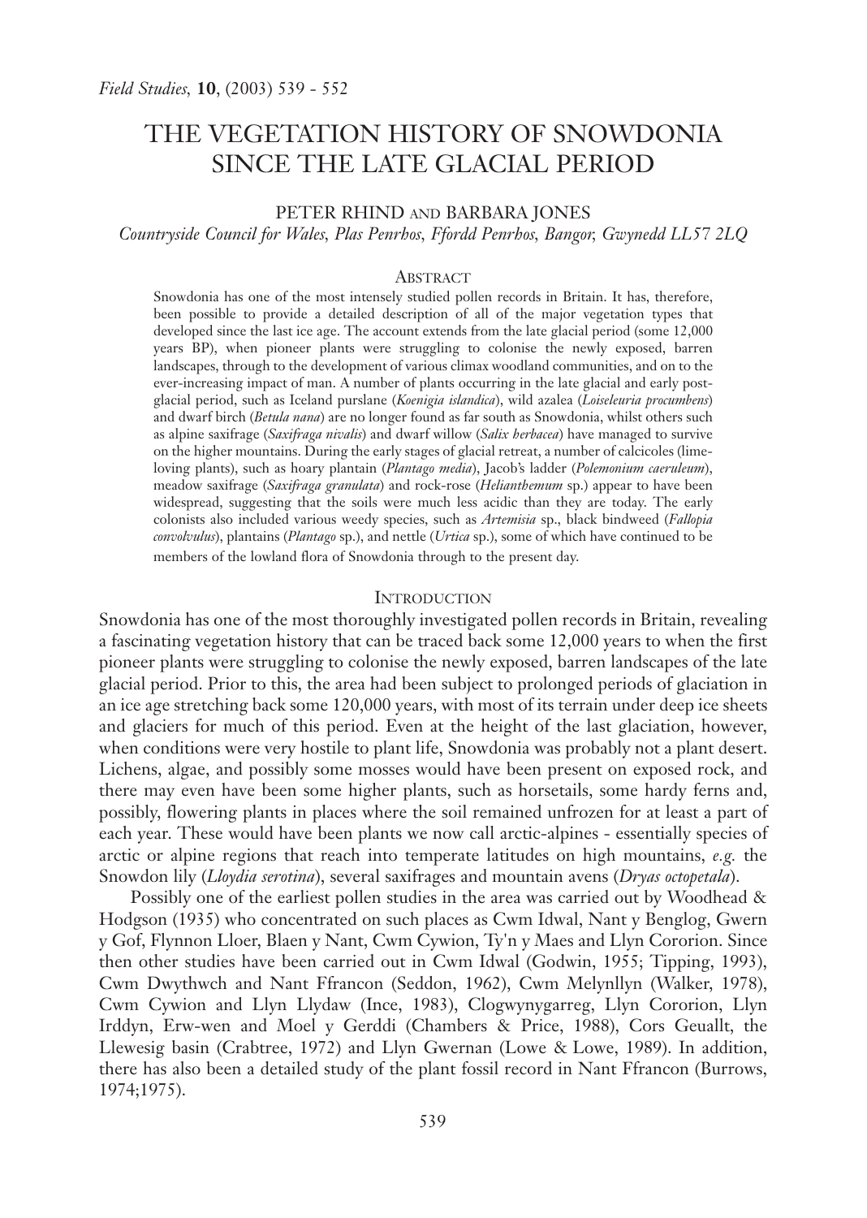*Field Studies*, **10**, (2003) 539 - 552

# THE VEGETATION HISTORY OF SNOWDONIA SINCE THE LATE GLACIAL PERIOD

PETER RHIND AND BARBARA JONES

*Countryside Council for Wales, Plas Penrhos, Ffordd Penrhos, Bangor, Gwynedd LL57 2LQ*

## ABSTRACT

Snowdonia has one of the most intensely studied pollen records in Britain. It has, therefore, been possible to provide a detailed description of all of the major vegetation types that developed since the last ice age. The account extends from the late glacial period (some 12,000 years BP), when pioneer plants were struggling to colonise the newly exposed, barren landscapes, through to the development of various climax woodland communities, and on to the ever-increasing impact of man. A number of plants occurring in the late glacial and early post-glacial period, such as Iceland purslane (*Koenigia islandica*), wild azalea (*Loiseleuria procumbens*) and dwarf birch (*Betula nana*) are no longer found as far south as Snowdonia, whilst others such as alpine saxifrage (*Saxifraga nivalis*) and dwarf willow (*Salix herbacea*) have managed to survive on the higher mountains. During the early stages of glacial retreat, a number of calcicoles (lime-loving plants), such as hoary plantain (*Plantago media*), Jacob's ladder (*Polemonium caeruleum*), meadow saxifrage (*Saxifraga granulata*) and rock-rose (*Helianthemum* sp.) appear to have been widespread, suggesting that the soils were much less acidic than they are today. The early colonists also included various weedy species, such as *Artemisia* sp., black bindweed (*Fallopia convolvulus*), plantains (*Plantago* sp.), and nettle (*Urtica* sp.), some of which have continued to be members of the lowland flora of Snowdonia through to the present day.

## INTRODUCTION

Snowdonia has one of the most thoroughly investigated pollen records in Britain, revealing a fascinating vegetation history that can be traced back some 12,000 years to when the first pioneer plants were struggling to colonise the newly exposed, barren landscapes of the late glacial period. Prior to this, the area had been subject to prolonged periods of glaciation in an ice age stretching back some 120,000 years, with most of its terrain under deep ice sheets and glaciers for much of this period. Even at the height of the last glaciation, however, when conditions were very hostile to plant life, Snowdonia was probably not a plant desert. Lichens, algae, and possibly some mosses would have been present on exposed rock, and there may even have been some higher plants, such as horsetails, some hardy ferns and, possibly, flowering plants in places where the soil remained unfrozen for at least a part of each year. These would have been plants we now call arctic-alpines - essentially species of arctic or alpine regions that reach into temperate latitudes on high mountains, *e.g.* the Snowdon lily (*Lloydia serotina*), several saxifrages and mountain avens (*Dryas octopetala*).

Possibly one of the earliest pollen studies in the area was carried out by Woodhead & Hodgson (1935) who concentrated on such places as Cwm Idwal, Nant y Benglog, Gwern y Gof, Flynnon Lloer, Blaen y Nant, Cwm Cywion, Ty'n y Maes and Llyn Cororion. Since then other studies have been carried out in Cwm Idwal (Godwin, 1955; Tipping, 1993), Cwm Dwythwch and Nant Ffrancon (Seddon, 1962), Cwm Melynllyn (Walker, 1978), Cwm Cywion and Llyn Llydaw (Ince, 1983), Clogwynygarreg, Llyn Cororion, Llyn Irddyn, Erw-wen and Moel y Gerddi (Chambers & Price, 1988), Cors Geuallt, the Llewesig basin (Crabtree, 1972) and Llyn Gwernan (Lowe & Lowe, 1989). In addition, there has also been a detailed study of the plant fossil record in Nant Ffrancon (Burrows, 1974;1975).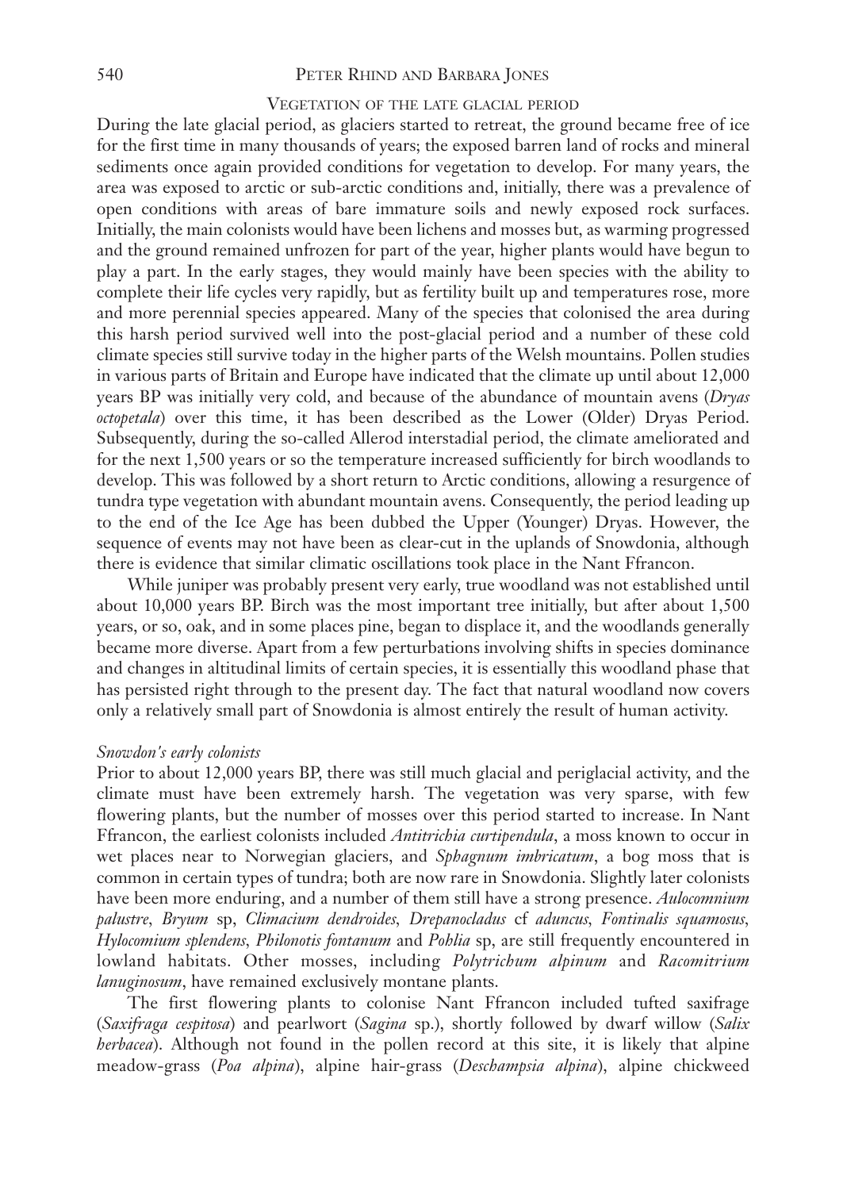## VEGETATION OF THE LATE GLACIAL PERIOD

During the late glacial period, as glaciers started to retreat, the ground became free of ice for the first time in many thousands of years; the exposed barren land of rocks and mineral sediments once again provided conditions for vegetation to develop. For many years, the area was exposed to arctic or sub-arctic conditions and, initially, there was a prevalence of open conditions with areas of bare immature soils and newly exposed rock surfaces. Initially, the main colonists would have been lichens and mosses but, as warming progressed and the ground remained unfrozen for part of the year, higher plants would have begun to play a part. In the early stages, they would mainly have been species with the ability to complete their life cycles very rapidly, but as fertility built up and temperatures rose, more and more perennial species appeared. Many of the species that colonised the area during this harsh period survived well into the post-glacial period and a number of these cold climate species still survive today in the higher parts of the Welsh mountains. Pollen studies in various parts of Britain and Europe have indicated that the climate up until about 12,000 years BP was initially very cold, and because of the abundance of mountain avens (*Dryas octopetala*) over this time, it has been described as the Lower (Older) Dryas Period. Subsequently, during the so-called Allerod interstadial period, the climate ameliorated and for the next 1,500 years or so the temperature increased sufficiently for birch woodlands to develop. This was followed by a short return to Arctic conditions, allowing a resurgence of tundra type vegetation with abundant mountain avens. Consequently, the period leading up to the end of the Ice Age has been dubbed the Upper (Younger) Dryas. However, the sequence of events may not have been as clear-cut in the uplands of Snowdonia, although there is evidence that similar climatic oscillations took place in the Nant Ffrancon.

While juniper was probably present very early, true woodland was not established until about 10,000 years BP. Birch was the most important tree initially, but after about 1,500 years, or so, oak, and in some places pine, began to displace it, and the woodlands generally became more diverse. Apart from a few perturbations involving shifts in species dominance and changes in altitudinal limits of certain species, it is essentially this woodland phase that has persisted right through to the present day. The fact that natural woodland now covers only a relatively small part of Snowdonia is almost entirely the result of human activity.

### *Snowdon's early colonists*

Prior to about 12,000 years BP, there was still much glacial and periglacial activity, and the climate must have been extremely harsh. The vegetation was very sparse, with few flowering plants, but the number of mosses over this period started to increase. In Nant Ffrancon, the earliest colonists included *Antitrichia curtipendula*, a moss known to occur in wet places near to Norwegian glaciers, and *Sphagnum imbricatum*, a bog moss that is common in certain types of tundra; both are now rare in Snowdonia. Slightly later colonists have been more enduring, and a number of them still have a strong presence. *Aulocomnium palustre*, *Bryum* sp, *Climacium dendroides*, *Drepanocladus* cf *aduncus*, *Fontinalis squamosus*, *Hylocomium splendens*, *Philonotis fontanum* and *Pohlia* sp, are still frequently encountered in lowland habitats. Other mosses, including *Polytrichum alpinum* and *Racomitrium lanuginosum*, have remained exclusively montane plants.

The first flowering plants to colonise Nant Ffrancon included tufted saxifrage (*Saxifraga cespitosa*) and pearlwort (*Sagina* sp.), shortly followed by dwarf willow (*Salix herbacea*). Although not found in the pollen record at this site, it is likely that alpine meadow-grass (*Poa alpina*), alpine hair-grass (*Deschampsia alpina*), alpine chickweed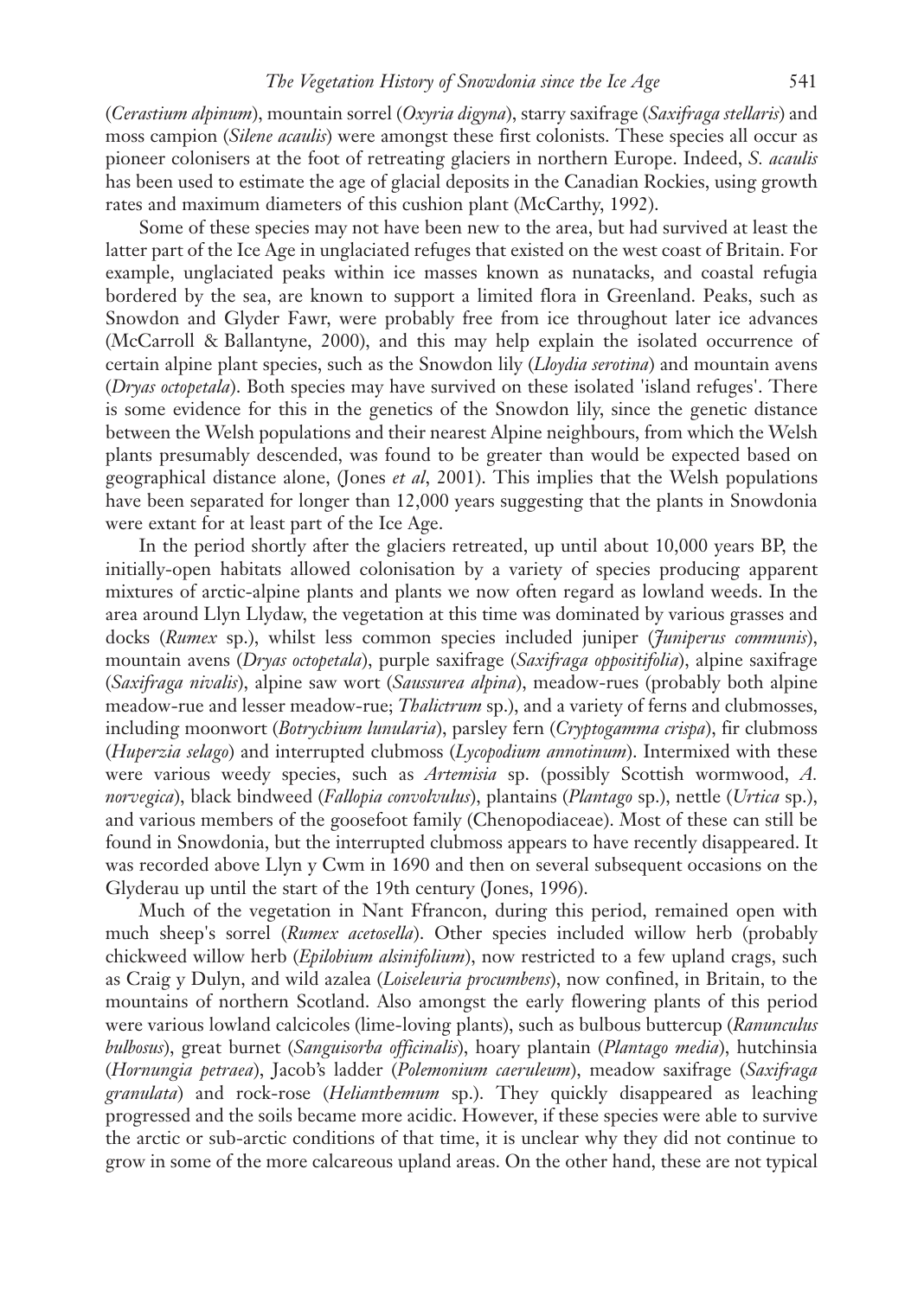(*Cerastium alpinum*), mountain sorrel (*Oxyria digyna*), starry saxifrage (*Saxifraga stellaris*) and moss campion (*Silene acaulis*) were amongst these first colonists. These species all occur as pioneer colonisers at the foot of retreating glaciers in northern Europe. Indeed, *S. acaulis* has been used to estimate the age of glacial deposits in the Canadian Rockies, using growth rates and maximum diameters of this cushion plant (McCarthy, 1992).

Some of these species may not have been new to the area, but had survived at least the latter part of the Ice Age in unglaciated refuges that existed on the west coast of Britain. For example, unglaciated peaks within ice masses known as nunatacks, and coastal refugia bordered by the sea, are known to support a limited flora in Greenland. Peaks, such as Snowdon and Glyder Fawr, were probably free from ice throughout later ice advances (McCarroll & Ballantyne, 2000), and this may help explain the isolated occurrence of certain alpine plant species, such as the Snowdon lily (*Lloydia serotina*) and mountain avens (*Dryas octopetala*). Both species may have survived on these isolated 'island refuges'. There is some evidence for this in the genetics of the Snowdon lily, since the genetic distance between the Welsh populations and their nearest Alpine neighbours, from which the Welsh plants presumably descended, was found to be greater than would be expected based on geographical distance alone, (Jones *et al*, 2001). This implies that the Welsh populations have been separated for longer than 12,000 years suggesting that the plants in Snowdonia were extant for at least part of the Ice Age.

In the period shortly after the glaciers retreated, up until about 10,000 years BP, the initially-open habitats allowed colonisation by a variety of species producing apparent mixtures of arctic-alpine plants and plants we now often regard as lowland weeds. In the area around Llyn Llydaw, the vegetation at this time was dominated by various grasses and docks (*Rumex* sp.), whilst less common species included juniper (*Juniperus communis*), mountain avens (*Dryas octopetala*), purple saxifrage (*Saxifraga oppositifolia*), alpine saxifrage (*Saxifraga nivalis*), alpine saw wort (*Saussurea alpina*), meadow-rues (probably both alpine meadow-rue and lesser meadow-rue; *Thalictrum* sp.), and a variety of ferns and clubmosses, including moonwort (*Botrychium lunularia*), parsley fern (*Cryptogamma crispa*), fir clubmoss (*Huperzia selago*) and interrupted clubmoss (*Lycopodium annotinum*). Intermixed with these were various weedy species, such as *Artemisia* sp. (possibly Scottish wormwood, *A. norvegica*), black bindweed (*Fallopia convolvulus*), plantains (*Plantago* sp.), nettle (*Urtica* sp.), and various members of the goosefoot family (Chenopodiaceae). Most of these can still be found in Snowdonia, but the interrupted clubmoss appears to have recently disappeared. It was recorded above Llyn y Cwm in 1690 and then on several subsequent occasions on the Glyderau up until the start of the 19th century (Jones, 1996).

Much of the vegetation in Nant Ffrancon, during this period, remained open with much sheep's sorrel (*Rumex acetosella*). Other species included willow herb (probably chickweed willow herb (*Epilobium alsinifolium*), now restricted to a few upland crags, such as Craig y Dulyn, and wild azalea (*Loiseleuria procumbens*), now confined, in Britain, to the mountains of northern Scotland. Also amongst the early flowering plants of this period were various lowland calcicoles (lime-loving plants), such as bulbous buttercup (*Ranunculus bulbosus*), great burnet (*Sanguisorba officinalis*), hoary plantain (*Plantago media*), hutchinsia (*Hornungia petraea*), Jacob's ladder (*Polemonium caeruleum*), meadow saxifrage (*Saxifraga granulata*) and rock-rose (*Helianthemum* sp.). They quickly disappeared as leaching progressed and the soils became more acidic. However, if these species were able to survive the arctic or sub-arctic conditions of that time, it is unclear why they did not continue to grow in some of the more calcareous upland areas. On the other hand, these are not typical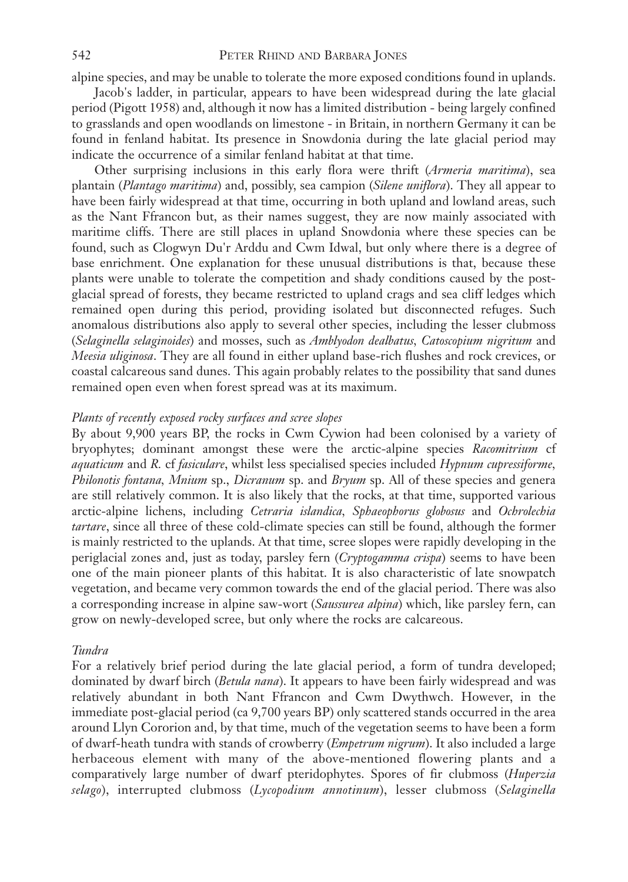alpine species, and may be unable to tolerate the more exposed conditions found in uplands.

Jacob's ladder, in particular, appears to have been widespread during the late glacial period (Pigott 1958) and, although it now has a limited distribution - being largely confined to grasslands and open woodlands on limestone - in Britain, in northern Germany it can be found in fenland habitat. Its presence in Snowdonia during the late glacial period may indicate the occurrence of a similar fenland habitat at that time.

Other surprising inclusions in this early flora were thrift (*Armeria maritima*), sea plantain (*Plantago maritima*) and, possibly, sea campion (*Silene uniflora*). They all appear to have been fairly widespread at that time, occurring in both upland and lowland areas, such as the Nant Ffrancon but, as their names suggest, they are now mainly associated with maritime cliffs. There are still places in upland Snowdonia where these species can be found, such as Clogwyn Du'r Arddu and Cwm Idwal, but only where there is a degree of base enrichment. One explanation for these unusual distributions is that, because these plants were unable to tolerate the competition and shady conditions caused by the post-glacial spread of forests, they became restricted to upland crags and sea cliff ledges which remained open during this period, providing isolated but disconnected refuges. Such anomalous distributions also apply to several other species, including the lesser clubmoss (*Selaginella selaginoides*) and mosses, such as *Amblyodon dealbatus*, *Catoscopium nigritum* and *Meesia uliginosa*. They are all found in either upland base-rich flushes and rock crevices, or coastal calcareous sand dunes. This again probably relates to the possibility that sand dunes remained open even when forest spread was at its maximum.

*Plants of recently exposed rocky surfaces and scree slopes*

By about 9,900 years BP, the rocks in Cwm Cywion had been colonised by a variety of bryophytes; dominant amongst these were the arctic-alpine species *Racomitrium* cf *aquaticum* and *R.* cf *fasiculare*, whilst less specialised species included *Hypnum cupressiforme*, *Philonotis fontana*, *Mnium* sp., *Dicranum* sp. and *Bryum* sp. All of these species and genera are still relatively common. It is also likely that the rocks, at that time, supported various arctic-alpine lichens, including *Cetraria islandica*, *Sphaeophorus globosus* and *Ochrolechia tartare*, since all three of these cold-climate species can still be found, although the former is mainly restricted to the uplands. At that time, scree slopes were rapidly developing in the periglacial zones and, just as today, parsley fern (*Cryptogamma crispa*) seems to have been one of the main pioneer plants of this habitat. It is also characteristic of late snowpatch vegetation, and became very common towards the end of the glacial period. There was also a corresponding increase in alpine saw-wort (*Saussurea alpina*) which, like parsley fern, can grow on newly-developed scree, but only where the rocks are calcareous.

*Tundra*

For a relatively brief period during the late glacial period, a form of tundra developed; dominated by dwarf birch (*Betula nana*). It appears to have been fairly widespread and was relatively abundant in both Nant Ffrancon and Cwm Dwythwch. However, in the immediate post-glacial period (ca 9,700 years BP) only scattered stands occurred in the area around Llyn Cororion and, by that time, much of the vegetation seems to have been a form of dwarf-heath tundra with stands of crowberry (*Empetrum nigrum*). It also included a large herbaceous element with many of the above-mentioned flowering plants and a comparatively large number of dwarf pteridophytes. Spores of fir clubmoss (*Huperzia selago*), interrupted clubmoss (*Lycopodium annotinum*), lesser clubmoss (*Selaginella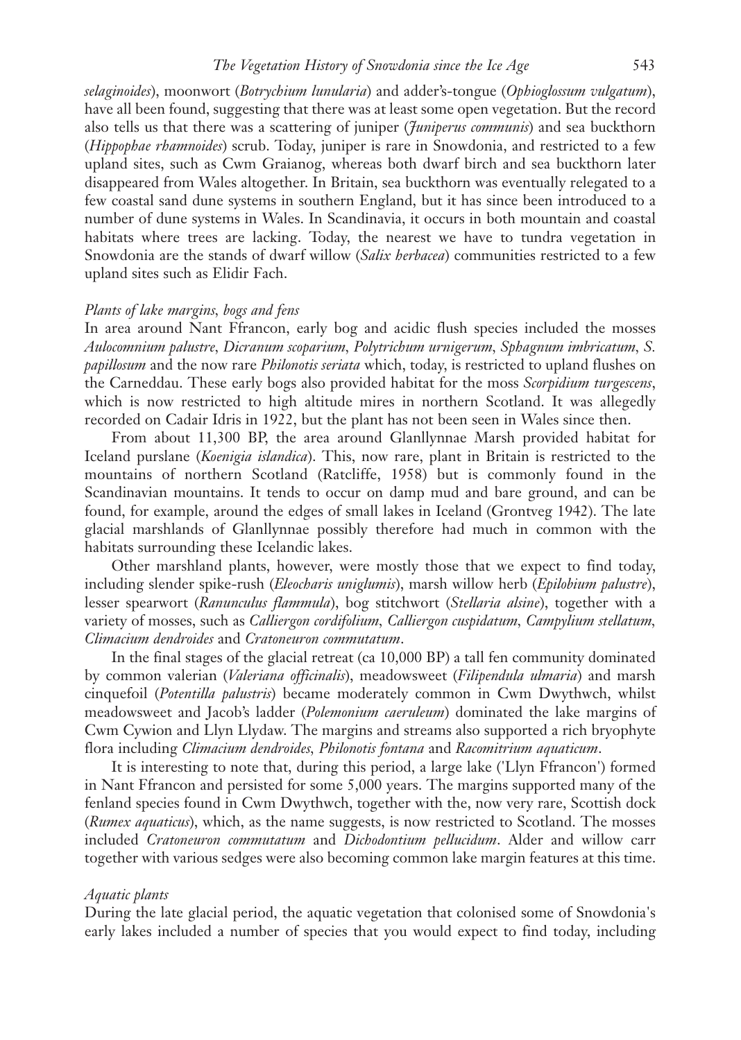*selaginoides*), moonwort (*Botrychium lunularia*) and adder's-tongue (*Ophioglossum vulgatum*), have all been found, suggesting that there was at least some open vegetation. But the record also tells us that there was a scattering of juniper (*Juniperus communis*) and sea buckthorn (*Hippophae rhamnoides*) scrub. Today, juniper is rare in Snowdonia, and restricted to a few upland sites, such as Cwm Graianog, whereas both dwarf birch and sea buckthorn later disappeared from Wales altogether. In Britain, sea buckthorn was eventually relegated to a few coastal sand dune systems in southern England, but it has since been introduced to a number of dune systems in Wales. In Scandinavia, it occurs in both mountain and coastal habitats where trees are lacking. Today, the nearest we have to tundra vegetation in Snowdonia are the stands of dwarf willow (*Salix herbacea*) communities restricted to a few upland sites such as Elidir Fach.

*Plants of lake margins, bogs and fens*

In area around Nant Ffrancon, early bog and acidic flush species included the mosses *Aulocomnium palustre*, *Dicranum scoparium*, *Polytrichum urnigerum*, *Sphagnum imbricatum*, *S. papillosum* and the now rare *Philonotis seriata* which, today, is restricted to upland flushes on the Carneddau. These early bogs also provided habitat for the moss *Scorpidium turgescens*, which is now restricted to high altitude mires in northern Scotland. It was allegedly recorded on Cadair Idris in 1922, but the plant has not been seen in Wales since then.

From about 11,300 BP, the area around Glanllynnae Marsh provided habitat for Iceland purslane (*Koenigia islandica*). This, now rare, plant in Britain is restricted to the mountains of northern Scotland (Ratcliffe, 1958) but is commonly found in the Scandinavian mountains. It tends to occur on damp mud and bare ground, and can be found, for example, around the edges of small lakes in Iceland (Grontveg 1942). The late glacial marshlands of Glanllynnae possibly therefore had much in common with the habitats surrounding these Icelandic lakes.

Other marshland plants, however, were mostly those that we expect to find today, including slender spike-rush (*Eleocharis uniglumis*), marsh willow herb (*Epilobium palustre*), lesser spearwort (*Ranunculus flammula*), bog stitchwort (*Stellaria alsine*), together with a variety of mosses, such as *Calliergon cordifolium*, *Calliergon cuspidatum*, *Campylium stellatum*, *Climacium dendroides* and *Cratoneuron commutatum*.

In the final stages of the glacial retreat (ca 10,000 BP) a tall fen community dominated by common valerian (*Valeriana officinalis*), meadowsweet (*Filipendula ulmaria*) and marsh cinquefoil (*Potentilla palustris*) became moderately common in Cwm Dwythwch, whilst meadowsweet and Jacob's ladder (*Polemonium caeruleum*) dominated the lake margins of Cwm Cywion and Llyn Llydaw. The margins and streams also supported a rich bryophyte flora including *Climacium dendroides*, *Philonotis fontana* and *Racomitrium aquaticum*.

It is interesting to note that, during this period, a large lake ('Llyn Ffrancon') formed in Nant Ffrancon and persisted for some 5,000 years. The margins supported many of the fenland species found in Cwm Dwythwch, together with the, now very rare, Scottish dock (*Rumex aquaticus*), which, as the name suggests, is now restricted to Scotland. The mosses included *Cratoneuron commutatum* and *Dichodontium pellucidum*. Alder and willow carr together with various sedges were also becoming common lake margin features at this time.

*Aquatic plants*

During the late glacial period, the aquatic vegetation that colonised some of Snowdonia's early lakes included a number of species that you would expect to find today, including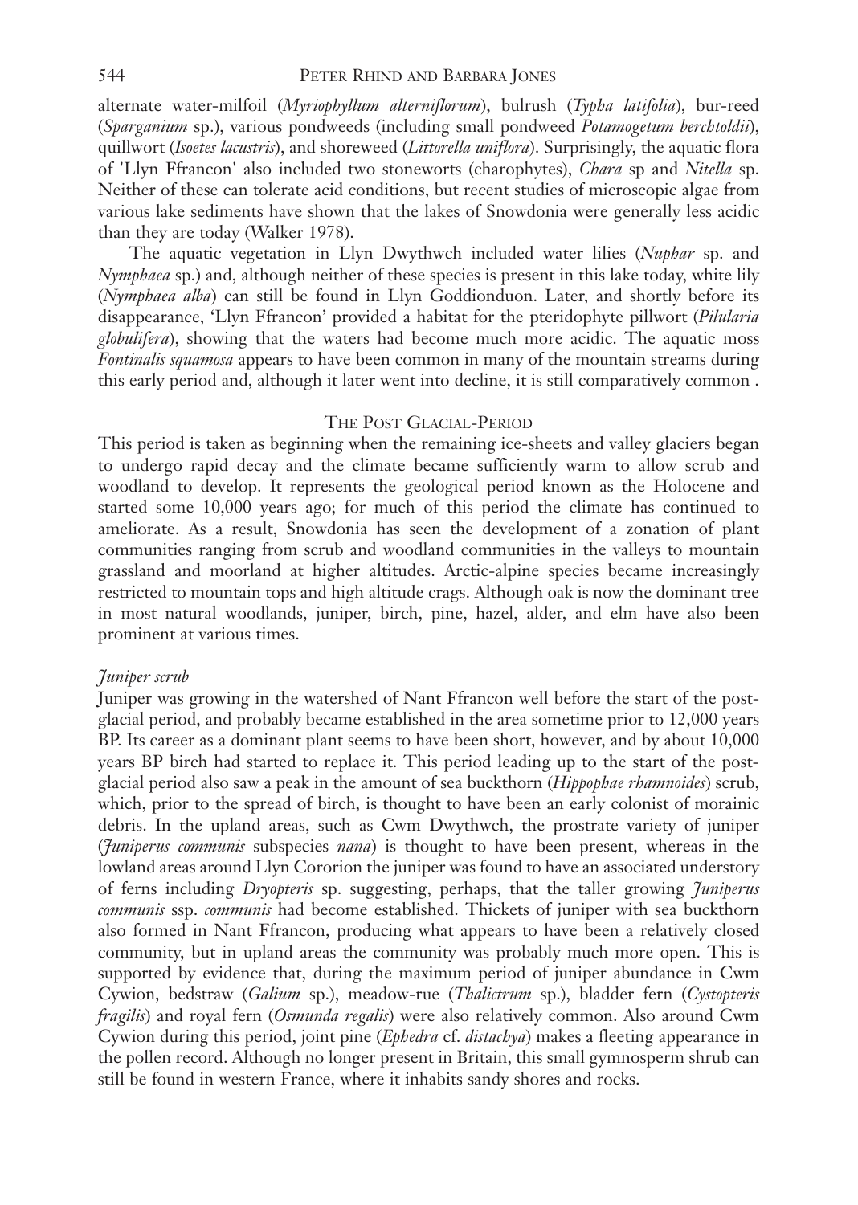alternate water-milfoil (*Myriophyllum alterniflorum*), bulrush (*Typha latifolia*), bur-reed (*Sparganium* sp.), various pondweeds (including small pondweed *Potamogetum berchtoldii*), quillwort (*Isoetes lacustris*), and shoreweed (*Littorella uniflora*). Surprisingly, the aquatic flora of 'Llyn Ffrancon' also included two stoneworts (charophytes), *Chara* sp and *Nitella* sp. Neither of these can tolerate acid conditions, but recent studies of microscopic algae from various lake sediments have shown that the lakes of Snowdonia were generally less acidic than they are today (Walker 1978).

The aquatic vegetation in Llyn Dwythwch included water lilies (*Nuphar* sp. and *Nymphaea* sp.) and, although neither of these species is present in this lake today, white lily (*Nymphaea alba*) can still be found in Llyn Goddionduon. Later, and shortly before its disappearance, 'Llyn Ffrancon' provided a habitat for the pteridophyte pillwort (*Pilularia globulifera*), showing that the waters had become much more acidic. The aquatic moss *Fontinalis squamosa* appears to have been common in many of the mountain streams during this early period and, although it later went into decline, it is still comparatively common .

## The Post Glacial-Period

This period is taken as beginning when the remaining ice-sheets and valley glaciers began to undergo rapid decay and the climate became sufficiently warm to allow scrub and woodland to develop. It represents the geological period known as the Holocene and started some 10,000 years ago; for much of this period the climate has continued to ameliorate. As a result, Snowdonia has seen the development of a zonation of plant communities ranging from scrub and woodland communities in the valleys to mountain grassland and moorland at higher altitudes. Arctic-alpine species became increasingly restricted to mountain tops and high altitude crags. Although oak is now the dominant tree in most natural woodlands, juniper, birch, pine, hazel, alder, and elm have also been prominent at various times.

### *Juniper scrub*

Juniper was growing in the watershed of Nant Ffrancon well before the start of the post-glacial period, and probably became established in the area sometime prior to 12,000 years BP. Its career as a dominant plant seems to have been short, however, and by about 10,000 years BP birch had started to replace it. This period leading up to the start of the post-glacial period also saw a peak in the amount of sea buckthorn (*Hippophae rhamnoides*) scrub, which, prior to the spread of birch, is thought to have been an early colonist of morainic debris. In the upland areas, such as Cwm Dwythwch, the prostrate variety of juniper (*Juniperus communis* subspecies *nana*) is thought to have been present, whereas in the lowland areas around Llyn Cororion the juniper was found to have an associated understory of ferns including *Dryopteris* sp. suggesting, perhaps, that the taller growing *Juniperus communis* ssp. *communis* had become established. Thickets of juniper with sea buckthorn also formed in Nant Ffrancon, producing what appears to have been a relatively closed community, but in upland areas the community was probably much more open. This is supported by evidence that, during the maximum period of juniper abundance in Cwm Cywion, bedstraw (*Galium* sp.), meadow-rue (*Thalictrum* sp.), bladder fern (*Cystopteris fragilis*) and royal fern (*Osmunda regalis*) were also relatively common. Also around Cwm Cywion during this period, joint pine (*Ephedra* cf. *distachya*) makes a fleeting appearance in the pollen record. Although no longer present in Britain, this small gymnosperm shrub can still be found in western France, where it inhabits sandy shores and rocks.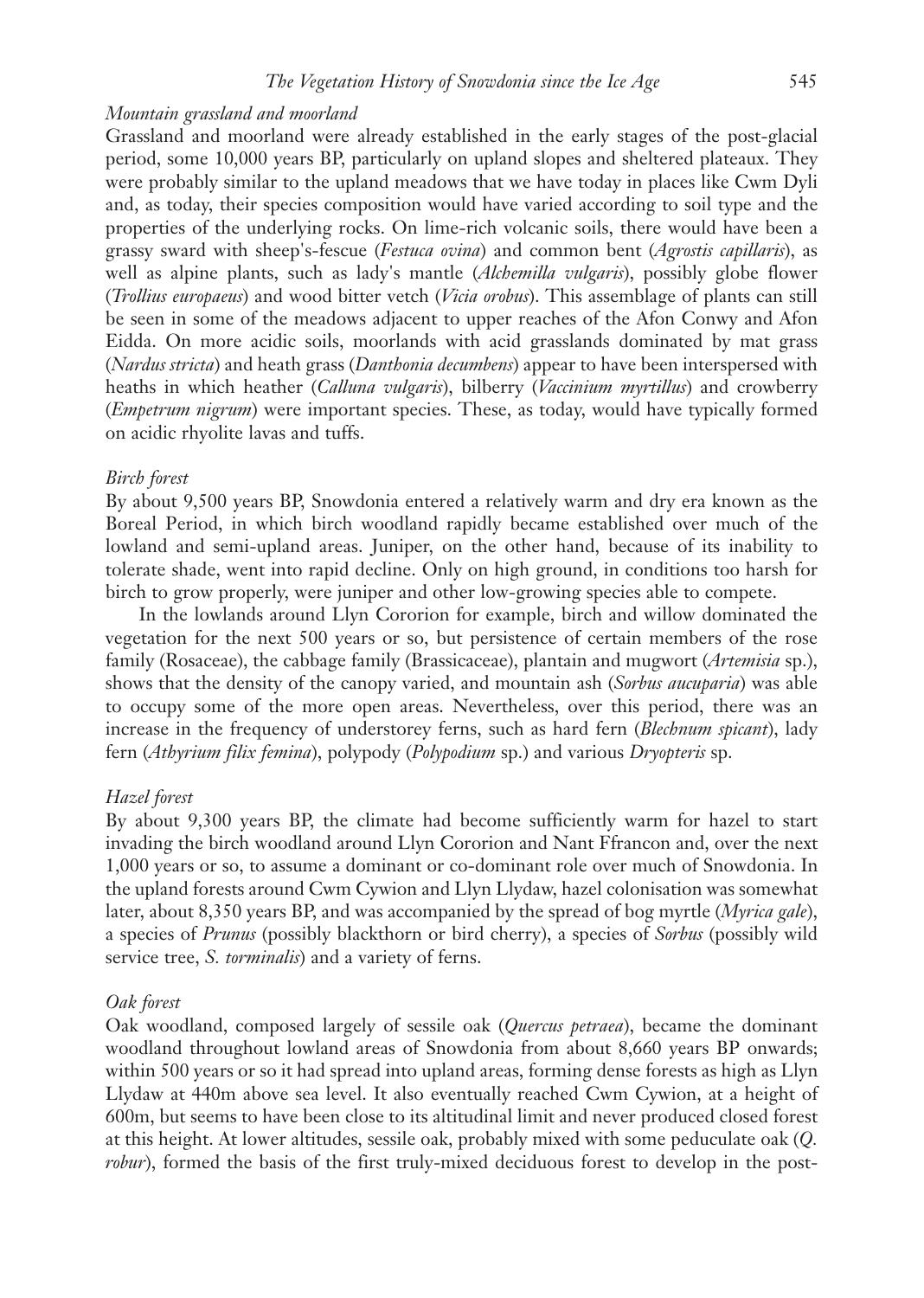### *Mountain grassland and moorland*

Grassland and moorland were already established in the early stages of the post-glacial period, some 10,000 years BP, particularly on upland slopes and sheltered plateaux. They were probably similar to the upland meadows that we have today in places like Cwm Dyli and, as today, their species composition would have varied according to soil type and the properties of the underlying rocks. On lime-rich volcanic soils, there would have been a grassy sward with sheep's-fescue (*Festuca ovina*) and common bent (*Agrostis capillaris*), as well as alpine plants, such as lady's mantle (*Alchemilla vulgaris*), possibly globe flower (*Trollius europaeus*) and wood bitter vetch (*Vicia orobus*). This assemblage of plants can still be seen in some of the meadows adjacent to upper reaches of the Afon Conwy and Afon Eidda. On more acidic soils, moorlands with acid grasslands dominated by mat grass (*Nardus stricta*) and heath grass (*Danthonia decumbens*) appear to have been interspersed with heaths in which heather (*Calluna vulgaris*), bilberry (*Vaccinium myrtillus*) and crowberry (*Empetrum nigrum*) were important species. These, as today, would have typically formed on acidic rhyolite lavas and tuffs.

### *Birch forest*

By about 9,500 years BP, Snowdonia entered a relatively warm and dry era known as the Boreal Period, in which birch woodland rapidly became established over much of the lowland and semi-upland areas. Juniper, on the other hand, because of its inability to tolerate shade, went into rapid decline. Only on high ground, in conditions too harsh for birch to grow properly, were juniper and other low-growing species able to compete.

In the lowlands around Llyn Cororion for example, birch and willow dominated the vegetation for the next 500 years or so, but persistence of certain members of the rose family (Rosaceae), the cabbage family (Brassicaceae), plantain and mugwort (*Artemisia* sp.), shows that the density of the canopy varied, and mountain ash (*Sorbus aucuparia*) was able to occupy some of the more open areas. Nevertheless, over this period, there was an increase in the frequency of understorey ferns, such as hard fern (*Blechnum spicant*), lady fern (*Athyrium filix femina*), polypody (*Polypodium* sp.) and various *Dryopteris* sp.

### *Hazel forest*

By about 9,300 years BP, the climate had become sufficiently warm for hazel to start invading the birch woodland around Llyn Cororion and Nant Ffrancon and, over the next 1,000 years or so, to assume a dominant or co-dominant role over much of Snowdonia. In the upland forests around Cwm Cywion and Llyn Llydaw, hazel colonisation was somewhat later, about 8,350 years BP, and was accompanied by the spread of bog myrtle (*Myrica gale*), a species of *Prunus* (possibly blackthorn or bird cherry), a species of *Sorbus* (possibly wild service tree, *S. torminalis*) and a variety of ferns.

### *Oak forest*

Oak woodland, composed largely of sessile oak (*Quercus petraea*), became the dominant woodland throughout lowland areas of Snowdonia from about 8,660 years BP onwards; within 500 years or so it had spread into upland areas, forming dense forests as high as Llyn Llydaw at 440m above sea level. It also eventually reached Cwm Cywion, at a height of 600m, but seems to have been close to its altitudinal limit and never produced closed forest at this height. At lower altitudes, sessile oak, probably mixed with some peduculate oak (*Q. robur*), formed the basis of the first truly-mixed deciduous forest to develop in the post-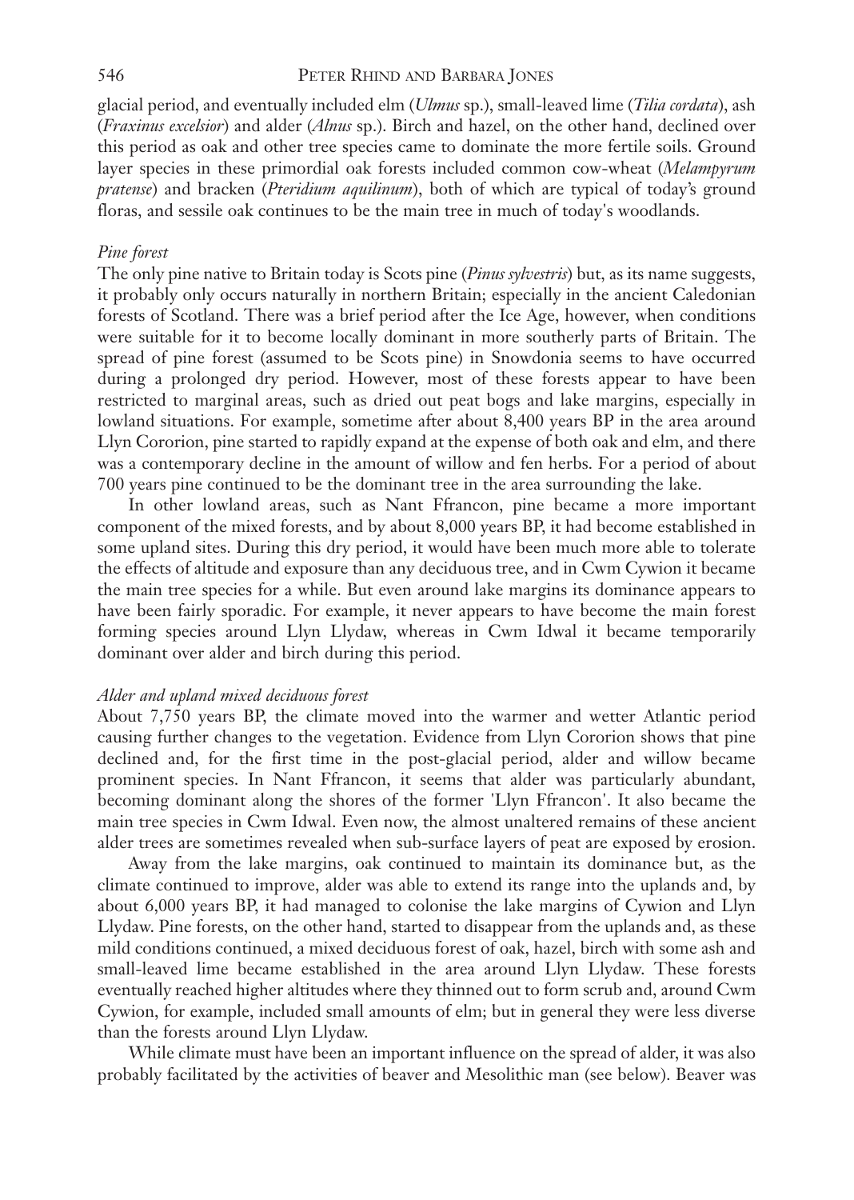glacial period, and eventually included elm (*Ulmus* sp.), small-leaved lime (*Tilia cordata*), ash (*Fraxinus excelsior*) and alder (*Alnus* sp.). Birch and hazel, on the other hand, declined over this period as oak and other tree species came to dominate the more fertile soils. Ground layer species in these primordial oak forests included common cow-wheat (*Melampyrum pratense*) and bracken (*Pteridium aquilinum*), both of which are typical of today's ground floras, and sessile oak continues to be the main tree in much of today's woodlands.

### *Pine forest*

The only pine native to Britain today is Scots pine (*Pinus sylvestris*) but, as its name suggests, it probably only occurs naturally in northern Britain; especially in the ancient Caledonian forests of Scotland. There was a brief period after the Ice Age, however, when conditions were suitable for it to become locally dominant in more southerly parts of Britain. The spread of pine forest (assumed to be Scots pine) in Snowdonia seems to have occurred during a prolonged dry period. However, most of these forests appear to have been restricted to marginal areas, such as dried out peat bogs and lake margins, especially in lowland situations. For example, sometime after about 8,400 years BP in the area around Llyn Cororion, pine started to rapidly expand at the expense of both oak and elm, and there was a contemporary decline in the amount of willow and fen herbs. For a period of about 700 years pine continued to be the dominant tree in the area surrounding the lake.

In other lowland areas, such as Nant Ffrancon, pine became a more important component of the mixed forests, and by about 8,000 years BP, it had become established in some upland sites. During this dry period, it would have been much more able to tolerate the effects of altitude and exposure than any deciduous tree, and in Cwm Cywion it became the main tree species for a while. But even around lake margins its dominance appears to have been fairly sporadic. For example, it never appears to have become the main forest forming species around Llyn Llydaw, whereas in Cwm Idwal it became temporarily dominant over alder and birch during this period.

### *Alder and upland mixed deciduous forest*

About 7,750 years BP, the climate moved into the warmer and wetter Atlantic period causing further changes to the vegetation. Evidence from Llyn Cororion shows that pine declined and, for the first time in the post-glacial period, alder and willow became prominent species. In Nant Ffrancon, it seems that alder was particularly abundant, becoming dominant along the shores of the former 'Llyn Ffrancon'. It also became the main tree species in Cwm Idwal. Even now, the almost unaltered remains of these ancient alder trees are sometimes revealed when sub-surface layers of peat are exposed by erosion.

Away from the lake margins, oak continued to maintain its dominance but, as the climate continued to improve, alder was able to extend its range into the uplands and, by about 6,000 years BP, it had managed to colonise the lake margins of Cywion and Llyn Llydaw. Pine forests, on the other hand, started to disappear from the uplands and, as these mild conditions continued, a mixed deciduous forest of oak, hazel, birch with some ash and small-leaved lime became established in the area around Llyn Llydaw. These forests eventually reached higher altitudes where they thinned out to form scrub and, around Cwm Cywion, for example, included small amounts of elm; but in general they were less diverse than the forests around Llyn Llydaw.

While climate must have been an important influence on the spread of alder, it was also probably facilitated by the activities of beaver and Mesolithic man (see below). Beaver was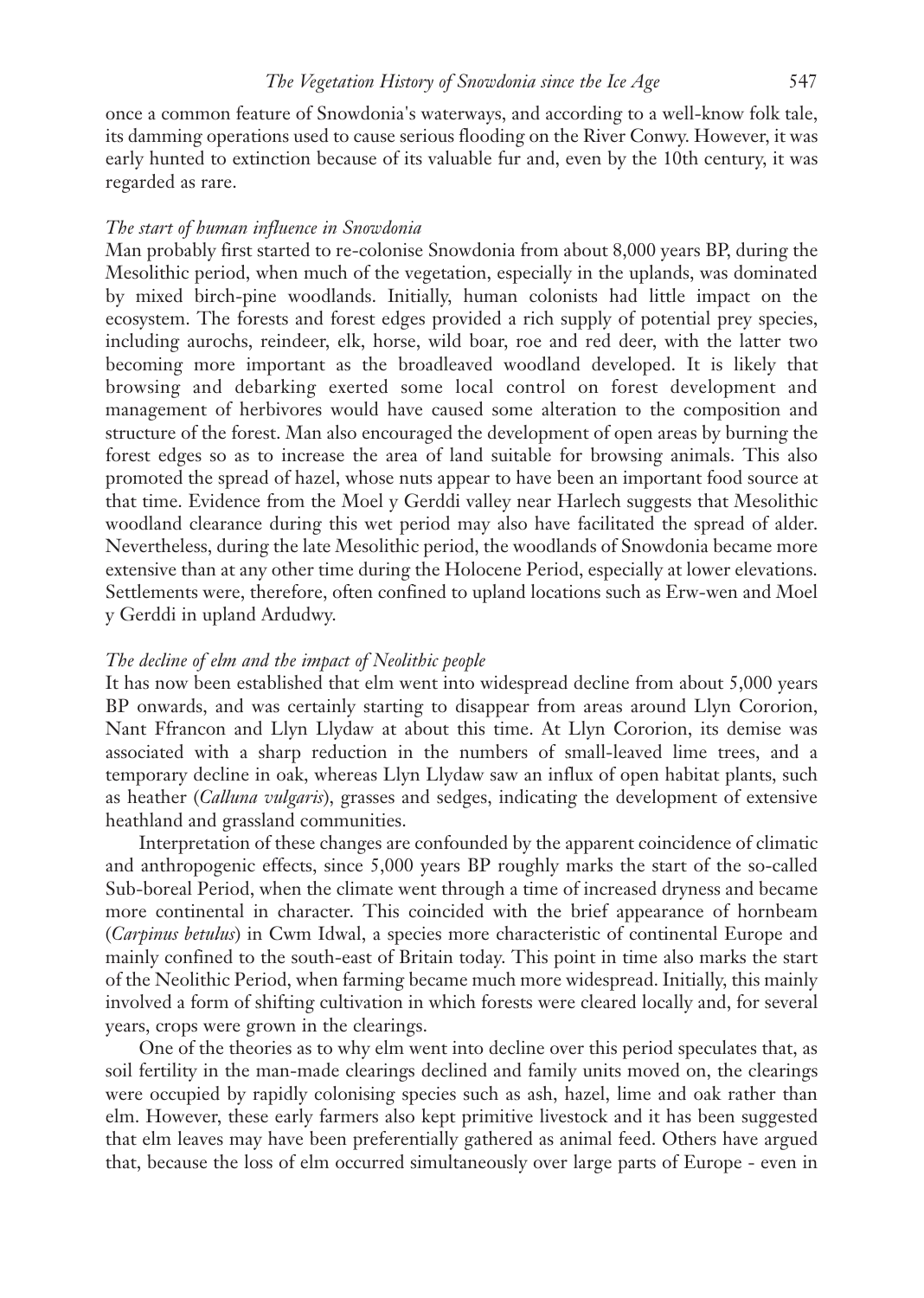once a common feature of Snowdonia's waterways, and according to a well-know folk tale, its damming operations used to cause serious flooding on the River Conwy. However, it was early hunted to extinction because of its valuable fur and, even by the 10th century, it was regarded as rare.

### *The start of human influence in Snowdonia*

Man probably first started to re-colonise Snowdonia from about 8,000 years BP, during the Mesolithic period, when much of the vegetation, especially in the uplands, was dominated by mixed birch-pine woodlands. Initially, human colonists had little impact on the ecosystem. The forests and forest edges provided a rich supply of potential prey species, including aurochs, reindeer, elk, horse, wild boar, roe and red deer, with the latter two becoming more important as the broadleaved woodland developed. It is likely that browsing and debarking exerted some local control on forest development and management of herbivores would have caused some alteration to the composition and structure of the forest. Man also encouraged the development of open areas by burning the forest edges so as to increase the area of land suitable for browsing animals. This also promoted the spread of hazel, whose nuts appear to have been an important food source at that time. Evidence from the Moel y Gerddi valley near Harlech suggests that Mesolithic woodland clearance during this wet period may also have facilitated the spread of alder. Nevertheless, during the late Mesolithic period, the woodlands of Snowdonia became more extensive than at any other time during the Holocene Period, especially at lower elevations. Settlements were, therefore, often confined to upland locations such as Erw-wen and Moel y Gerddi in upland Ardudwy.

### *The decline of elm and the impact of Neolithic people*

It has now been established that elm went into widespread decline from about 5,000 years BP onwards, and was certainly starting to disappear from areas around Llyn Cororion, Nant Ffrancon and Llyn Llydaw at about this time. At Llyn Cororion, its demise was associated with a sharp reduction in the numbers of small-leaved lime trees, and a temporary decline in oak, whereas Llyn Llydaw saw an influx of open habitat plants, such as heather (*Calluna vulgaris*), grasses and sedges, indicating the development of extensive heathland and grassland communities.

Interpretation of these changes are confounded by the apparent coincidence of climatic and anthropogenic effects, since 5,000 years BP roughly marks the start of the so-called Sub-boreal Period, when the climate went through a time of increased dryness and became more continental in character. This coincided with the brief appearance of hornbeam (*Carpinus betulus*) in Cwm Idwal, a species more characteristic of continental Europe and mainly confined to the south-east of Britain today. This point in time also marks the start of the Neolithic Period, when farming became much more widespread. Initially, this mainly involved a form of shifting cultivation in which forests were cleared locally and, for several years, crops were grown in the clearings.

One of the theories as to why elm went into decline over this period speculates that, as soil fertility in the man-made clearings declined and family units moved on, the clearings were occupied by rapidly colonising species such as ash, hazel, lime and oak rather than elm. However, these early farmers also kept primitive livestock and it has been suggested that elm leaves may have been preferentially gathered as animal feed. Others have argued that, because the loss of elm occurred simultaneously over large parts of Europe - even in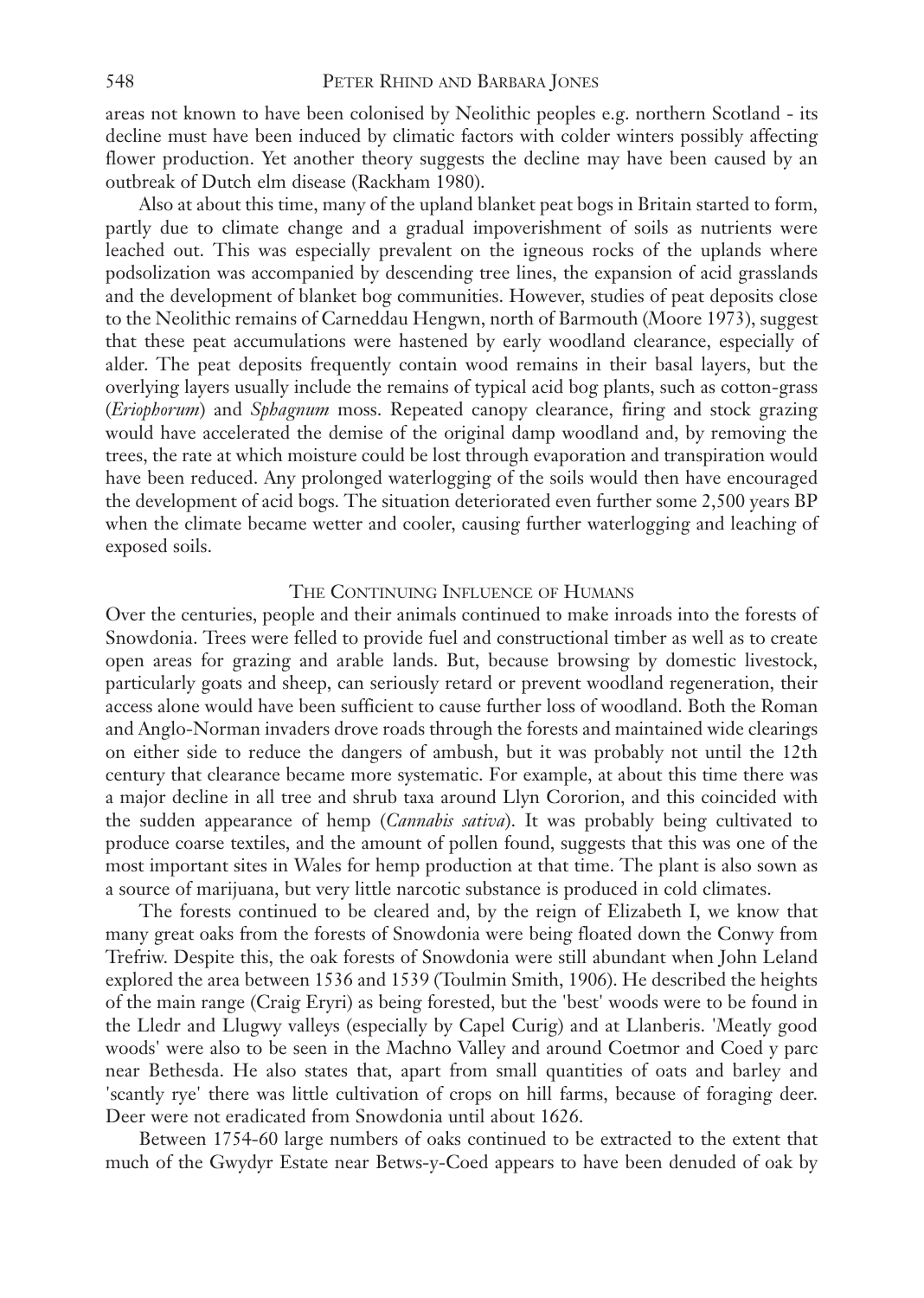areas not known to have been colonised by Neolithic peoples e.g. northern Scotland - its decline must have been induced by climatic factors with colder winters possibly affecting flower production. Yet another theory suggests the decline may have been caused by an outbreak of Dutch elm disease (Rackham 1980).

Also at about this time, many of the upland blanket peat bogs in Britain started to form, partly due to climate change and a gradual impoverishment of soils as nutrients were leached out. This was especially prevalent on the igneous rocks of the uplands where podsolization was accompanied by descending tree lines, the expansion of acid grasslands and the development of blanket bog communities. However, studies of peat deposits close to the Neolithic remains of Carneddau Hengwn, north of Barmouth (Moore 1973), suggest that these peat accumulations were hastened by early woodland clearance, especially of alder. The peat deposits frequently contain wood remains in their basal layers, but the overlying layers usually include the remains of typical acid bog plants, such as cotton-grass (*Eriophorum*) and *Sphagnum* moss. Repeated canopy clearance, firing and stock grazing would have accelerated the demise of the original damp woodland and, by removing the trees, the rate at which moisture could be lost through evaporation and transpiration would have been reduced. Any prolonged waterlogging of the soils would then have encouraged the development of acid bogs. The situation deteriorated even further some 2,500 years BP when the climate became wetter and cooler, causing further waterlogging and leaching of exposed soils.

## The Continuing Influence of Humans

Over the centuries, people and their animals continued to make inroads into the forests of Snowdonia. Trees were felled to provide fuel and constructional timber as well as to create open areas for grazing and arable lands. But, because browsing by domestic livestock, particularly goats and sheep, can seriously retard or prevent woodland regeneration, their access alone would have been sufficient to cause further loss of woodland. Both the Roman and Anglo-Norman invaders drove roads through the forests and maintained wide clearings on either side to reduce the dangers of ambush, but it was probably not until the 12th century that clearance became more systematic. For example, at about this time there was a major decline in all tree and shrub taxa around Llyn Cororion, and this coincided with the sudden appearance of hemp (*Cannabis sativa*). It was probably being cultivated to produce coarse textiles, and the amount of pollen found, suggests that this was one of the most important sites in Wales for hemp production at that time. The plant is also sown as a source of marijuana, but very little narcotic substance is produced in cold climates.

The forests continued to be cleared and, by the reign of Elizabeth I, we know that many great oaks from the forests of Snowdonia were being floated down the Conwy from Trefriw. Despite this, the oak forests of Snowdonia were still abundant when John Leland explored the area between 1536 and 1539 (Toulmin Smith, 1906). He described the heights of the main range (Craig Eryri) as being forested, but the 'best' woods were to be found in the Lledr and Llugwy valleys (especially by Capel Curig) and at Llanberis. 'Meatly good woods' were also to be seen in the Machno Valley and around Coetmor and Coed y parc near Bethesda. He also states that, apart from small quantities of oats and barley and 'scantly rye' there was little cultivation of crops on hill farms, because of foraging deer. Deer were not eradicated from Snowdonia until about 1626.

Between 1754-60 large numbers of oaks continued to be extracted to the extent that much of the Gwydyr Estate near Betws-y-Coed appears to have been denuded of oak by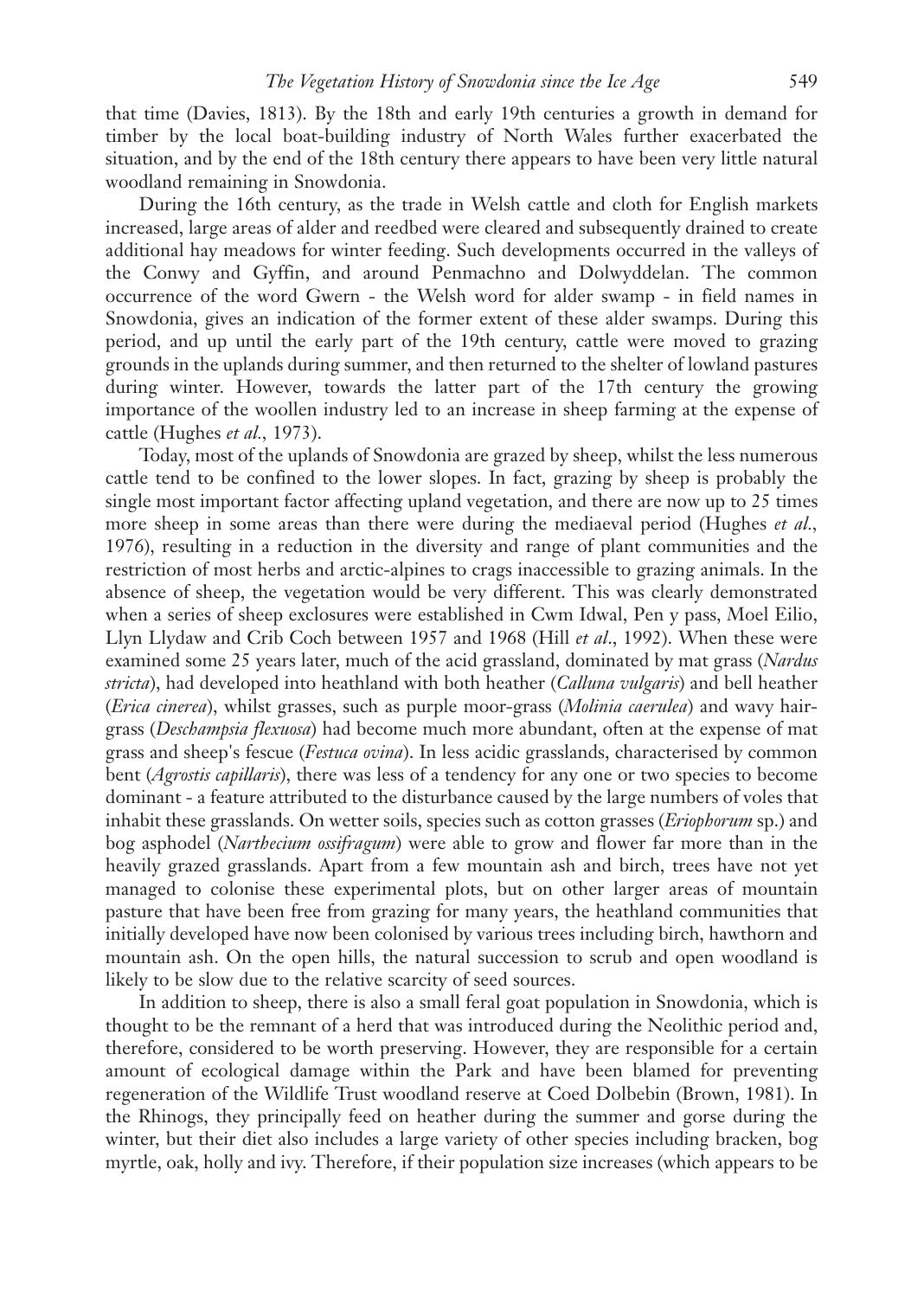that time (Davies, 1813). By the 18th and early 19th centuries a growth in demand for timber by the local boat-building industry of North Wales further exacerbated the situation, and by the end of the 18th century there appears to have been very little natural woodland remaining in Snowdonia.

During the 16th century, as the trade in Welsh cattle and cloth for English markets increased, large areas of alder and reedbed were cleared and subsequently drained to create additional hay meadows for winter feeding. Such developments occurred in the valleys of the Conwy and Gyffin, and around Penmachno and Dolwyddelan. The common occurrence of the word Gwern - the Welsh word for alder swamp - in field names in Snowdonia, gives an indication of the former extent of these alder swamps. During this period, and up until the early part of the 19th century, cattle were moved to grazing grounds in the uplands during summer, and then returned to the shelter of lowland pastures during winter. However, towards the latter part of the 17th century the growing importance of the woollen industry led to an increase in sheep farming at the expense of cattle (Hughes *et al.*, 1973).

Today, most of the uplands of Snowdonia are grazed by sheep, whilst the less numerous cattle tend to be confined to the lower slopes. In fact, grazing by sheep is probably the single most important factor affecting upland vegetation, and there are now up to 25 times more sheep in some areas than there were during the mediaeval period (Hughes *et al.*, 1976), resulting in a reduction in the diversity and range of plant communities and the restriction of most herbs and arctic-alpines to crags inaccessible to grazing animals. In the absence of sheep, the vegetation would be very different. This was clearly demonstrated when a series of sheep exclosures were established in Cwm Idwal, Pen y pass, Moel Eilio, Llyn Llydaw and Crib Coch between 1957 and 1968 (Hill *et al.*, 1992). When these were examined some 25 years later, much of the acid grassland, dominated by mat grass (*Nardus stricta*), had developed into heathland with both heather (*Calluna vulgaris*) and bell heather (*Erica cinerea*), whilst grasses, such as purple moor-grass (*Molinia caerulea*) and wavy hair-grass (*Deschampsia flexuosa*) had become much more abundant, often at the expense of mat grass and sheep's fescue (*Festuca ovina*). In less acidic grasslands, characterised by common bent (*Agrostis capillaris*), there was less of a tendency for any one or two species to become dominant - a feature attributed to the disturbance caused by the large numbers of voles that inhabit these grasslands. On wetter soils, species such as cotton grasses (*Eriophorum* sp.) and bog asphodel (*Narthecium ossifragum*) were able to grow and flower far more than in the heavily grazed grasslands. Apart from a few mountain ash and birch, trees have not yet managed to colonise these experimental plots, but on other larger areas of mountain pasture that have been free from grazing for many years, the heathland communities that initially developed have now been colonised by various trees including birch, hawthorn and mountain ash. On the open hills, the natural succession to scrub and open woodland is likely to be slow due to the relative scarcity of seed sources.

In addition to sheep, there is also a small feral goat population in Snowdonia, which is thought to be the remnant of a herd that was introduced during the Neolithic period and, therefore, considered to be worth preserving. However, they are responsible for a certain amount of ecological damage within the Park and have been blamed for preventing regeneration of the Wildlife Trust woodland reserve at Coed Dolbebin (Brown, 1981). In the Rhinogs, they principally feed on heather during the summer and gorse during the winter, but their diet also includes a large variety of other species including bracken, bog myrtle, oak, holly and ivy. Therefore, if their population size increases (which appears to be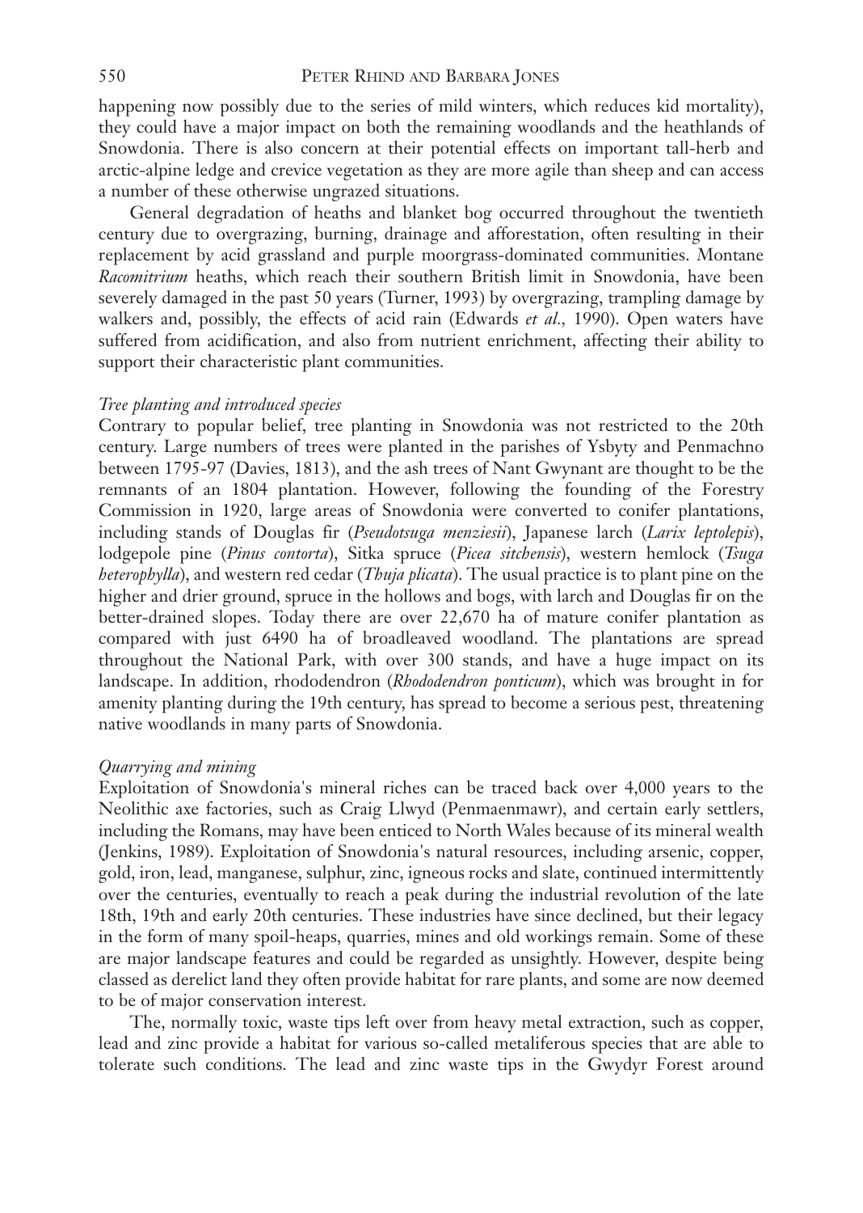happening now possibly due to the series of mild winters, which reduces kid mortality), they could have a major impact on both the remaining woodlands and the heathlands of Snowdonia. There is also concern at their potential effects on important tall-herb and arctic-alpine ledge and crevice vegetation as they are more agile than sheep and can access a number of these otherwise ungrazed situations.

General degradation of heaths and blanket bog occurred throughout the twentieth century due to overgrazing, burning, drainage and afforestation, often resulting in their replacement by acid grassland and purple moorgrass-dominated communities. Montane *Racomitrium* heaths, which reach their southern British limit in Snowdonia, have been severely damaged in the past 50 years (Turner, 1993) by overgrazing, trampling damage by walkers and, possibly, the effects of acid rain (Edwards *et al.*, 1990). Open waters have suffered from acidification, and also from nutrient enrichment, affecting their ability to support their characteristic plant communities.

*Tree planting and introduced species*

Contrary to popular belief, tree planting in Snowdonia was not restricted to the 20th century. Large numbers of trees were planted in the parishes of Ysbyty and Penmachno between 1795-97 (Davies, 1813), and the ash trees of Nant Gwynant are thought to be the remnants of an 1804 plantation. However, following the founding of the Forestry Commission in 1920, large areas of Snowdonia were converted to conifer plantations, including stands of Douglas fir (*Pseudotsuga menziesii*), Japanese larch (*Larix leptolepis*), lodgepole pine (*Pinus contorta*), Sitka spruce (*Picea sitchensis*), western hemlock (*Tsuga heterophylla*), and western red cedar (*Thuja plicata*). The usual practice is to plant pine on the higher and drier ground, spruce in the hollows and bogs, with larch and Douglas fir on the better-drained slopes. Today there are over 22,670 ha of mature conifer plantation as compared with just 6490 ha of broadleaved woodland. The plantations are spread throughout the National Park, with over 300 stands, and have a huge impact on its landscape. In addition, rhododendron (*Rhododendron ponticum*), which was brought in for amenity planting during the 19th century, has spread to become a serious pest, threatening native woodlands in many parts of Snowdonia.

*Quarrying and mining*

Exploitation of Snowdonia's mineral riches can be traced back over 4,000 years to the Neolithic axe factories, such as Craig Llwyd (Penmaenmawr), and certain early settlers, including the Romans, may have been enticed to North Wales because of its mineral wealth (Jenkins, 1989). Exploitation of Snowdonia's natural resources, including arsenic, copper, gold, iron, lead, manganese, sulphur, zinc, igneous rocks and slate, continued intermittently over the centuries, eventually to reach a peak during the industrial revolution of the late 18th, 19th and early 20th centuries. These industries have since declined, but their legacy in the form of many spoil-heaps, quarries, mines and old workings remain. Some of these are major landscape features and could be regarded as unsightly. However, despite being classed as derelict land they often provide habitat for rare plants, and some are now deemed to be of major conservation interest.

The, normally toxic, waste tips left over from heavy metal extraction, such as copper, lead and zinc provide a habitat for various so-called metaliferous species that are able to tolerate such conditions. The lead and zinc waste tips in the Gwydyr Forest around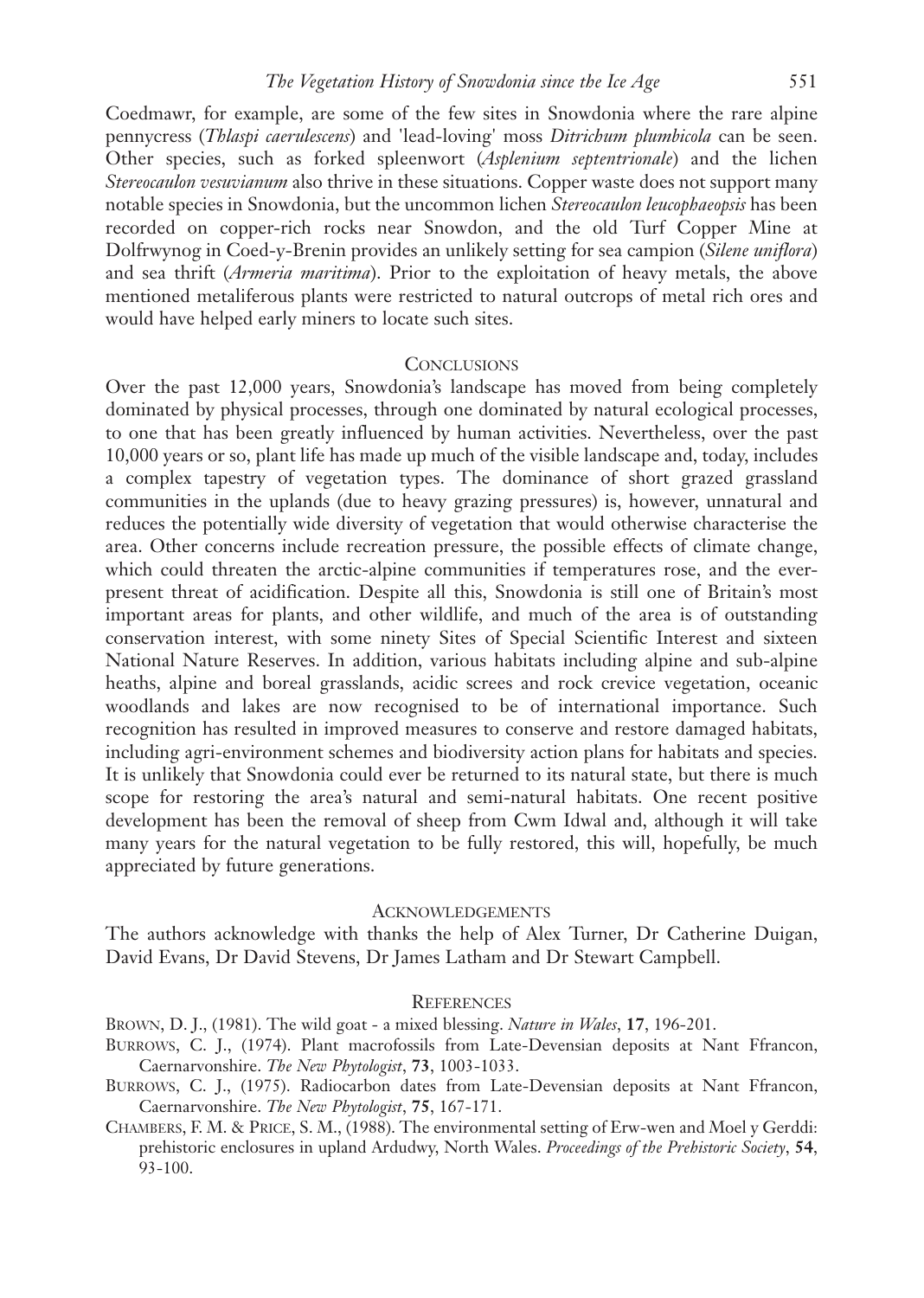Coedmawr, for example, are some of the few sites in Snowdonia where the rare alpine pennycress (*Thlaspi caerulescens*) and 'lead-loving' moss *Ditrichum plumbicola* can be seen. Other species, such as forked spleenwort (*Asplenium septentrionale*) and the lichen *Stereocaulon vesuvianum* also thrive in these situations. Copper waste does not support many notable species in Snowdonia, but the uncommon lichen *Stereocaulon leucophaeopsis* has been recorded on copper-rich rocks near Snowdon, and the old Turf Copper Mine at Dolfrwynog in Coed-y-Brenin provides an unlikely setting for sea campion (*Silene uniflora*) and sea thrift (*Armeria maritima*). Prior to the exploitation of heavy metals, the above mentioned metaliferous plants were restricted to natural outcrops of metal rich ores and would have helped early miners to locate such sites.

## Conclusions

Over the past 12,000 years, Snowdonia's landscape has moved from being completely dominated by physical processes, through one dominated by natural ecological processes, to one that has been greatly influenced by human activities. Nevertheless, over the past 10,000 years or so, plant life has made up much of the visible landscape and, today, includes a complex tapestry of vegetation types. The dominance of short grazed grassland communities in the uplands (due to heavy grazing pressures) is, however, unnatural and reduces the potentially wide diversity of vegetation that would otherwise characterise the area. Other concerns include recreation pressure, the possible effects of climate change, which could threaten the arctic-alpine communities if temperatures rose, and the ever-present threat of acidification. Despite all this, Snowdonia is still one of Britain's most important areas for plants, and other wildlife, and much of the area is of outstanding conservation interest, with some ninety Sites of Special Scientific Interest and sixteen National Nature Reserves. In addition, various habitats including alpine and sub-alpine heaths, alpine and boreal grasslands, acidic screes and rock crevice vegetation, oceanic woodlands and lakes are now recognised to be of international importance. Such recognition has resulted in improved measures to conserve and restore damaged habitats, including agri-environment schemes and biodiversity action plans for habitats and species. It is unlikely that Snowdonia could ever be returned to its natural state, but there is much scope for restoring the area's natural and semi-natural habitats. One recent positive development has been the removal of sheep from Cwm Idwal and, although it will take many years for the natural vegetation to be fully restored, this will, hopefully, be much appreciated by future generations.

## Acknowledgements

The authors acknowledge with thanks the help of Alex Turner, Dr Catherine Duigan, David Evans, Dr David Stevens, Dr James Latham and Dr Stewart Campbell.

## References

Brown, D. J., (1981). The wild goat - a mixed blessing. *Nature in Wales*, **17**, 196-201.

Burrows, C. J., (1974). Plant macrofossils from Late-Devensian deposits at Nant Ffrancon, Caernarvonshire. *The New Phytologist*, **73**, 1003-1033.

Burrows, C. J., (1975). Radiocarbon dates from Late-Devensian deposits at Nant Ffrancon, Caernarvonshire. *The New Phytologist*, **75**, 167-171.

Chambers, F. M. & Price, S. M., (1988). The environmental setting of Erw-wen and Moel y Gerddi: prehistoric enclosures in upland Ardudwy, North Wales. *Proceedings of the Prehistoric Society*, **54**, 93-100.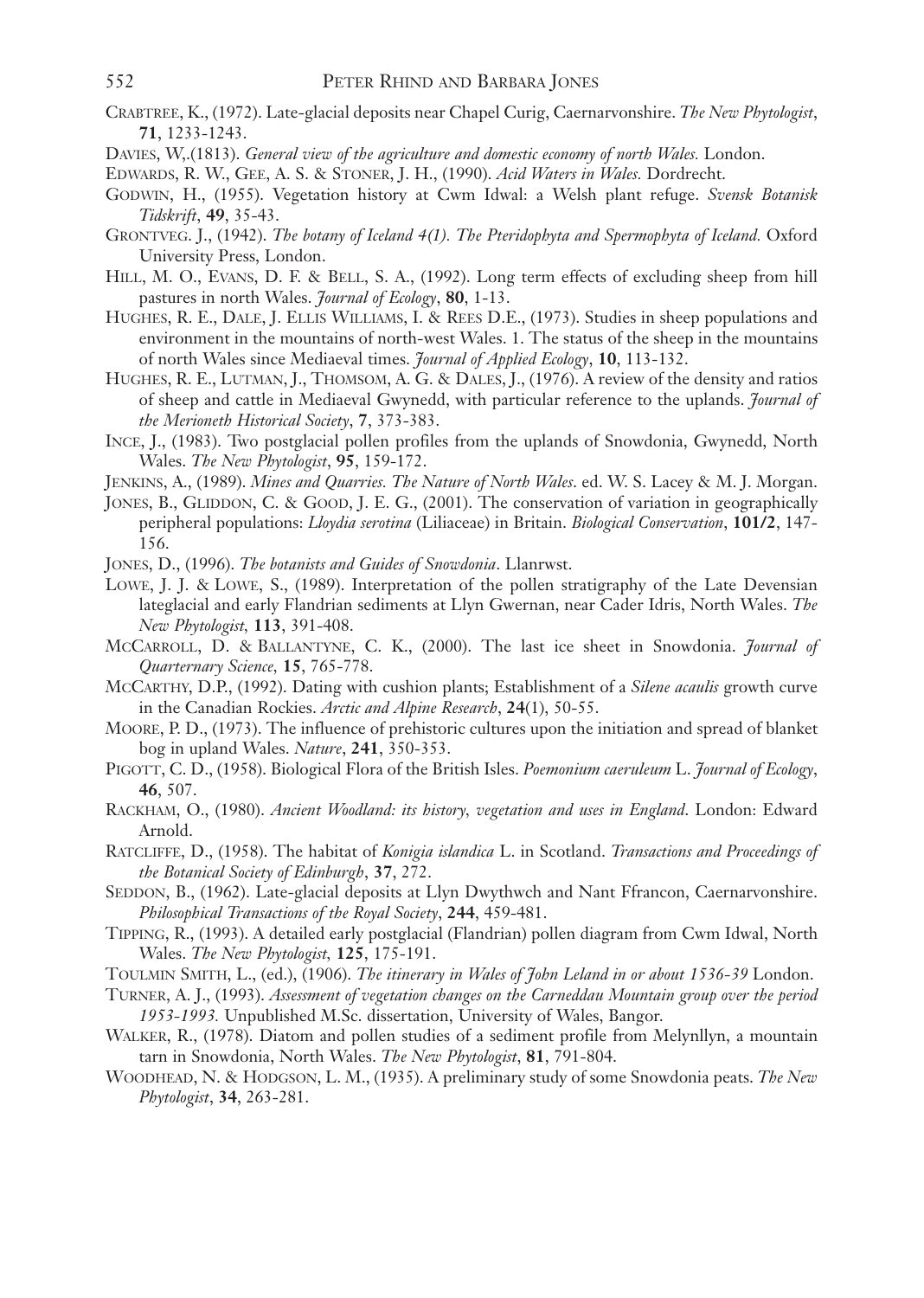CRABTREE, K., (1972). Late-glacial deposits near Chapel Curig, Caernarvonshire. *The New Phytologist*, **71**, 1233-1243.

DAVIES, W,.(1813). *General view of the agriculture and domestic economy of north Wales.* London.

EDWARDS, R. W., GEE, A. S. & STONER, J. H., (1990). *Acid Waters in Wales.* Dordrecht.

GODWIN, H., (1955). Vegetation history at Cwm Idwal: a Welsh plant refuge. *Svensk Botanisk Tidskrift*, **49**, 35-43.

GRONTVEG. J., (1942). *The botany of Iceland 4(1). The Pteridophyta and Spermophyta of Iceland.* Oxford University Press, London.

HILL, M. O., EVANS, D. F. & BELL, S. A., (1992). Long term effects of excluding sheep from hill pastures in north Wales. *Journal of Ecology*, **80**, 1-13.

HUGHES, R. E., DALE, J. ELLIS WILLIAMS, I. & REES D.E., (1973). Studies in sheep populations and environment in the mountains of north-west Wales. 1. The status of the sheep in the mountains of north Wales since Mediaeval times. *Journal of Applied Ecology*, **10**, 113-132.

HUGHES, R. E., LUTMAN, J., THOMSOM, A. G. & DALES, J., (1976). A review of the density and ratios of sheep and cattle in Mediaeval Gwynedd, with particular reference to the uplands. *Journal of the Merioneth Historical Society*, **7**, 373-383.

INCE, J., (1983). Two postglacial pollen profiles from the uplands of Snowdonia, Gwynedd, North Wales. *The New Phytologist*, **95**, 159-172.

JENKINS, A., (1989). *Mines and Quarries. The Nature of North Wales*. ed. W. S. Lacey & M. J. Morgan.

JONES, B., GLIDDON, C. & GOOD, J. E. G., (2001). The conservation of variation in geographically peripheral populations: *Lloydia serotina* (Liliaceae) in Britain. *Biological Conservation*, **101/2**, 147-156.

JONES, D., (1996). *The botanists and Guides of Snowdonia*. Llanrwst.

LOWE, J. J. & LOWE, S., (1989). Interpretation of the pollen stratigraphy of the Late Devensian lateglacial and early Flandrian sediments at Llyn Gwernan, near Cader Idris, North Wales. *The New Phytologist*, **113**, 391-408.

MCCARROLL, D. & BALLANTYNE, C. K., (2000). The last ice sheet in Snowdonia. *Journal of Quarternary Science*, **15**, 765-778.

MCCARTHY, D.P., (1992). Dating with cushion plants; Establishment of a *Silene acaulis* growth curve in the Canadian Rockies. *Arctic and Alpine Research*, **24**(1), 50-55.

MOORE, P. D., (1973). The influence of prehistoric cultures upon the initiation and spread of blanket bog in upland Wales. *Nature*, **241**, 350-353.

PIGOTT, C. D., (1958). Biological Flora of the British Isles. *Poemonium caeruleum* L. *Journal of Ecology*, **46**, 507.

RACKHAM, O., (1980). *Ancient Woodland: its history, vegetation and uses in England*. London: Edward Arnold.

RATCLIFFE, D., (1958). The habitat of *Konigia islandica* L. in Scotland. *Transactions and Proceedings of the Botanical Society of Edinburgh*, **37**, 272.

SEDDON, B., (1962). Late-glacial deposits at Llyn Dwythwch and Nant Ffrancon, Caernarvonshire. *Philosophical Transactions of the Royal Society*, **244**, 459-481.

TIPPING, R., (1993). A detailed early postglacial (Flandrian) pollen diagram from Cwm Idwal, North Wales. *The New Phytologist*, **125**, 175-191.

TOULMIN SMITH, L., (ed.), (1906). *The itinerary in Wales of John Leland in or about 1536-39* London.

TURNER, A. J., (1993). *Assessment of vegetation changes on the Carneddau Mountain group over the period 1953-1993.* Unpublished M.Sc. dissertation, University of Wales, Bangor.

WALKER, R., (1978). Diatom and pollen studies of a sediment profile from Melynllyn, a mountain tarn in Snowdonia, North Wales. *The New Phytologist*, **81**, 791-804.

WOODHEAD, N. & HODGSON, L. M., (1935). A preliminary study of some Snowdonia peats. *The New Phytologist*, **34**, 263-281.